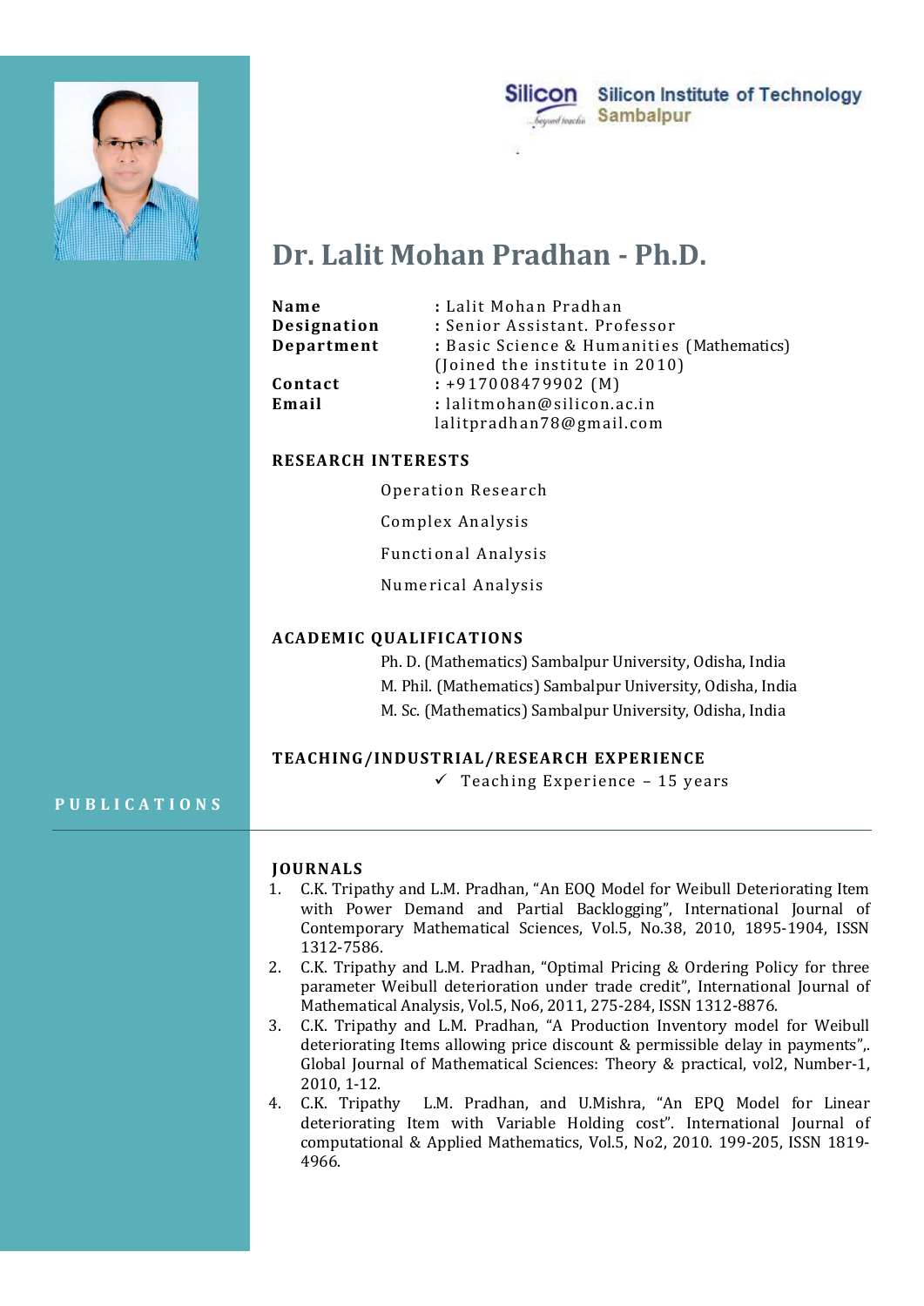Silicon Institute of Technology
Sambalpur

# Dr. Lalit Mohan Pradhan - Ph.D.

**Name** : Lalit Mohan Pradhan
**Designation** : Senior Assistant. Professor
**Department** : Basic Science & Humanities (Mathematics) (Joined the institute in 2010)
**Contact** : +917008479902 (M)
**Email** : lalitmohan@silicon.ac.in
lalitpradhan78@gmail.com

## RESEARCH INTERESTS

Operation Research

Complex Analysis

Functional Analysis

Numerical Analysis

## ACADEMIC QUALIFICATIONS

Ph. D. (Mathematics) Sambalpur University, Odisha, India
M. Phil. (Mathematics) Sambalpur University, Odisha, India
M. Sc. (Mathematics) Sambalpur University, Odisha, India

## TEACHING/INDUSTRIAL/RESEARCH EXPERIENCE

- ✓ Teaching Experience – 15 years

## PUBLICATIONS

### JOURNALS

1. C.K. Tripathy and L.M. Pradhan, "An EOQ Model for Weibull Deteriorating Item with Power Demand and Partial Backlogging", International Journal of Contemporary Mathematical Sciences, Vol.5, No.38, 2010, 1895-1904, ISSN 1312-7586.
2. C.K. Tripathy and L.M. Pradhan, "Optimal Pricing & Ordering Policy for three parameter Weibull deterioration under trade credit", International Journal of Mathematical Analysis, Vol.5, No6, 2011, 275-284, ISSN 1312-8876.
3. C.K. Tripathy and L.M. Pradhan, "A Production Inventory model for Weibull deteriorating Items allowing price discount & permissible delay in payments",. Global Journal of Mathematical Sciences: Theory & practical, vol2, Number-1, 2010, 1-12.
4. C.K. Tripathy L.M. Pradhan, and U.Mishra, "An EPQ Model for Linear deteriorating Item with Variable Holding cost". International Journal of computational & Applied Mathematics, Vol.5, No2, 2010. 199-205, ISSN 1819-4966.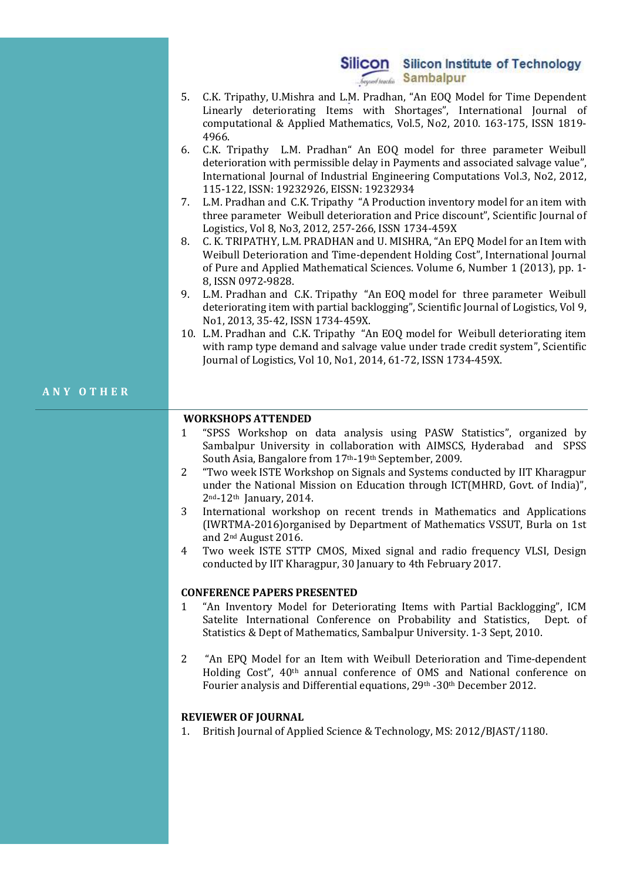5. C.K. Tripathy, U.Mishra and L.M. Pradhan, "An EOQ Model for Time Dependent Linearly deteriorating Items with Shortages", International Journal of computational & Applied Mathematics, Vol.5, No2, 2010. 163-175, ISSN 1819-4966.
6. C.K. Tripathy L.M. Pradhan" An EOQ model for three parameter Weibull deterioration with permissible delay in Payments and associated salvage value", International Journal of Industrial Engineering Computations Vol.3, No2, 2012, 115-122, ISSN: 19232926, EISSN: 19232934
7. L.M. Pradhan and C.K. Tripathy "A Production inventory model for an item with three parameter Weibull deterioration and Price discount", Scientific Journal of Logistics, Vol 8, No3, 2012, 257-266, ISSN 1734-459X
8. C. K. TRIPATHY, L.M. PRADHAN and U. MISHRA, "An EPQ Model for an Item with Weibull Deterioration and Time-dependent Holding Cost", International Journal of Pure and Applied Mathematical Sciences. Volume 6, Number 1 (2013), pp. 1-8, ISSN 0972-9828.
9. L.M. Pradhan and C.K. Tripathy "An EOQ model for three parameter Weibull deteriorating item with partial backlogging", Scientific Journal of Logistics, Vol 9, No1, 2013, 35-42, ISSN 1734-459X.
10. L.M. Pradhan and C.K. Tripathy "An EOQ model for Weibull deteriorating item with ramp type demand and salvage value under trade credit system", Scientific Journal of Logistics, Vol 10, No1, 2014, 61-72, ISSN 1734-459X.

## ANY OTHER

### WORKSHOPS ATTENDED

1. "SPSS Workshop on data analysis using PASW Statistics", organized by Sambalpur University in collaboration with AIMSCS, Hyderabad and SPSS South Asia, Bangalore from 17th-19th September, 2009.
2. "Two week ISTE Workshop on Signals and Systems conducted by IIT Kharagpur under the National Mission on Education through ICT(MHRD, Govt. of India)", 2nd-12th January, 2014.
3. International workshop on recent trends in Mathematics and Applications (IWRTMA-2016)organised by Department of Mathematics VSSUT, Burla on 1st and 2nd August 2016.
4. Two week ISTE STTP CMOS, Mixed signal and radio frequency VLSI, Design conducted by IIT Kharagpur, 30 January to 4th February 2017.

### CONFERENCE PAPERS PRESENTED

1. "An Inventory Model for Deteriorating Items with Partial Backlogging", ICM Satelite International Conference on Probability and Statistics, Dept. of Statistics & Dept of Mathematics, Sambalpur University. 1-3 Sept, 2010.
2. "An EPQ Model for an Item with Weibull Deterioration and Time-dependent Holding Cost", 40th annual conference of OMS and National conference on Fourier analysis and Differential equations, 29th -30th December 2012.

### REVIEWER OF JOURNAL

1. British Journal of Applied Science & Technology, MS: 2012/BJAST/1180.